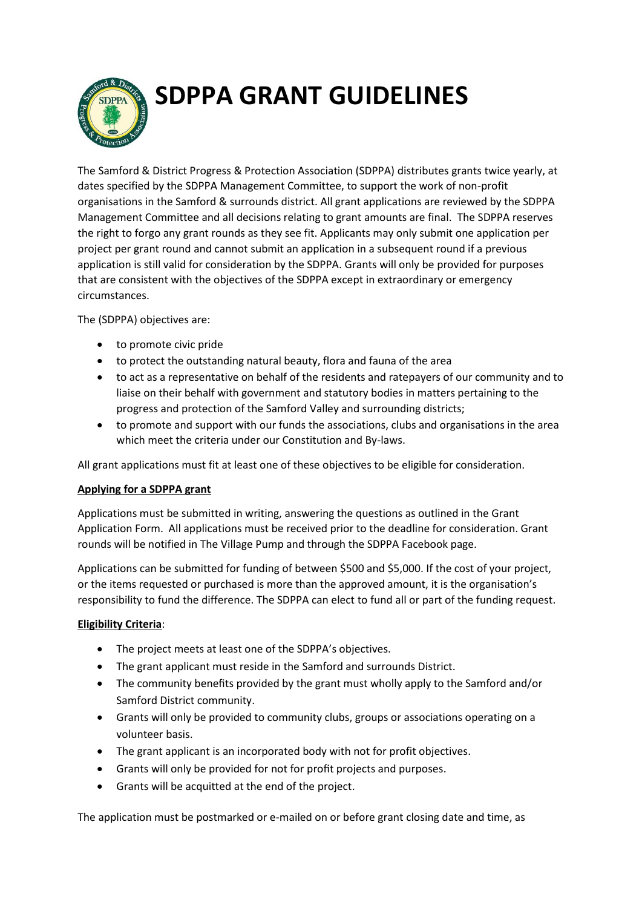# SDPPA GRANT GUIDELINES

The Samford & District Progress & Protection Association (SDPPA) distributes grants twice yearly, at dates specified by the SDPPA Management Committee, to support the work of non-profit organisations in the Samford & surrounds district. All grant applications are reviewed by the SDPPA Management Committee and all decisions relating to grant amounts are final. The SDPPA reserves the right to forgo any grant rounds as they see fit. Applicants may only submit one application per project per grant round and cannot submit an application in a subsequent round if a previous application is still valid for consideration by the SDPPA. Grants will only be provided for purposes that are consistent with the objectives of the SDPPA except in extraordinary or emergency circumstances.

The (SDPPA) objectives are:

- to promote civic pride
- to protect the outstanding natural beauty, flora and fauna of the area
- to act as a representative on behalf of the residents and ratepayers of our community and to liaise on their behalf with government and statutory bodies in matters pertaining to the progress and protection of the Samford Valley and surrounding districts;
- to promote and support with our funds the associations, clubs and organisations in the area which meet the criteria under our Constitution and By-laws.

All grant applications must fit at least one of these objectives to be eligible for consideration.

**Applying for a SDPPA grant**

Applications must be submitted in writing, answering the questions as outlined in the Grant Application Form. All applications must be received prior to the deadline for consideration. Grant rounds will be notified in The Village Pump and through the SDPPA Facebook page.

Applications can be submitted for funding of between $500 and $5,000. If the cost of your project, or the items requested or purchased is more than the approved amount, it is the organisation's responsibility to fund the difference. The SDPPA can elect to fund all or part of the funding request.

**Eligibility Criteria**:

- The project meets at least one of the SDPPA's objectives.
- The grant applicant must reside in the Samford and surrounds District.
- The community benefits provided by the grant must wholly apply to the Samford and/or Samford District community.
- Grants will only be provided to community clubs, groups or associations operating on a volunteer basis.
- The grant applicant is an incorporated body with not for profit objectives.
- Grants will only be provided for not for profit projects and purposes.
- Grants will be acquitted at the end of the project.

The application must be postmarked or e-mailed on or before grant closing date and time, as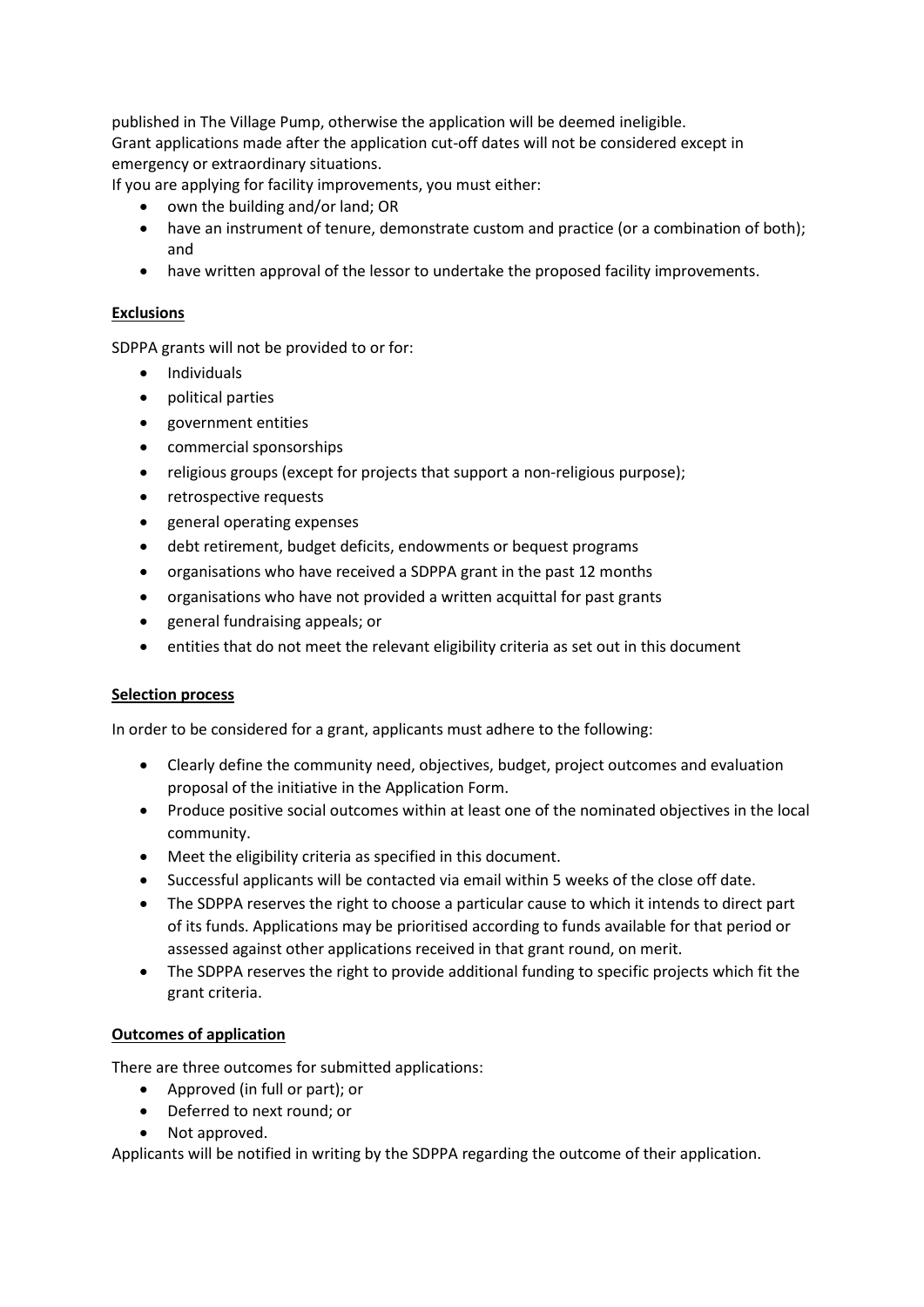published in The Village Pump, otherwise the application will be deemed ineligible.
Grant applications made after the application cut-off dates will not be considered except in emergency or extraordinary situations.
If you are applying for facility improvements, you must either:

- own the building and/or land; OR
- have an instrument of tenure, demonstrate custom and practice (or a combination of both); and
- have written approval of the lessor to undertake the proposed facility improvements.

**Exclusions**

SDPPA grants will not be provided to or for:

- Individuals
- political parties
- government entities
- commercial sponsorships
- religious groups (except for projects that support a non-religious purpose);
- retrospective requests
- general operating expenses
- debt retirement, budget deficits, endowments or bequest programs
- organisations who have received a SDPPA grant in the past 12 months
- organisations who have not provided a written acquittal for past grants
- general fundraising appeals; or
- entities that do not meet the relevant eligibility criteria as set out in this document

**Selection process**

In order to be considered for a grant, applicants must adhere to the following:

- Clearly define the community need, objectives, budget, project outcomes and evaluation proposal of the initiative in the Application Form.
- Produce positive social outcomes within at least one of the nominated objectives in the local community.
- Meet the eligibility criteria as specified in this document.
- Successful applicants will be contacted via email within 5 weeks of the close off date.
- The SDPPA reserves the right to choose a particular cause to which it intends to direct part of its funds. Applications may be prioritised according to funds available for that period or assessed against other applications received in that grant round, on merit.
- The SDPPA reserves the right to provide additional funding to specific projects which fit the grant criteria.

**Outcomes of application**

There are three outcomes for submitted applications:

- Approved (in full or part); or
- Deferred to next round; or
- Not approved.

Applicants will be notified in writing by the SDPPA regarding the outcome of their application.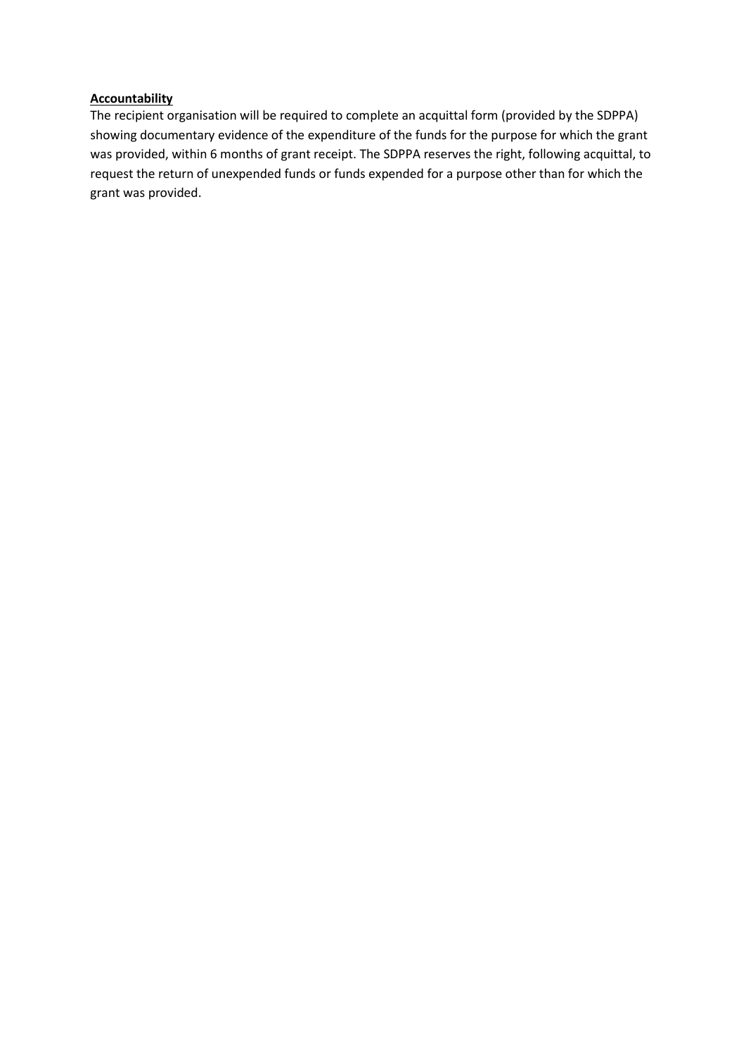**Accountability**

The recipient organisation will be required to complete an acquittal form (provided by the SDPPA) showing documentary evidence of the expenditure of the funds for the purpose for which the grant was provided, within 6 months of grant receipt. The SDPPA reserves the right, following acquittal, to request the return of unexpended funds or funds expended for a purpose other than for which the grant was provided.